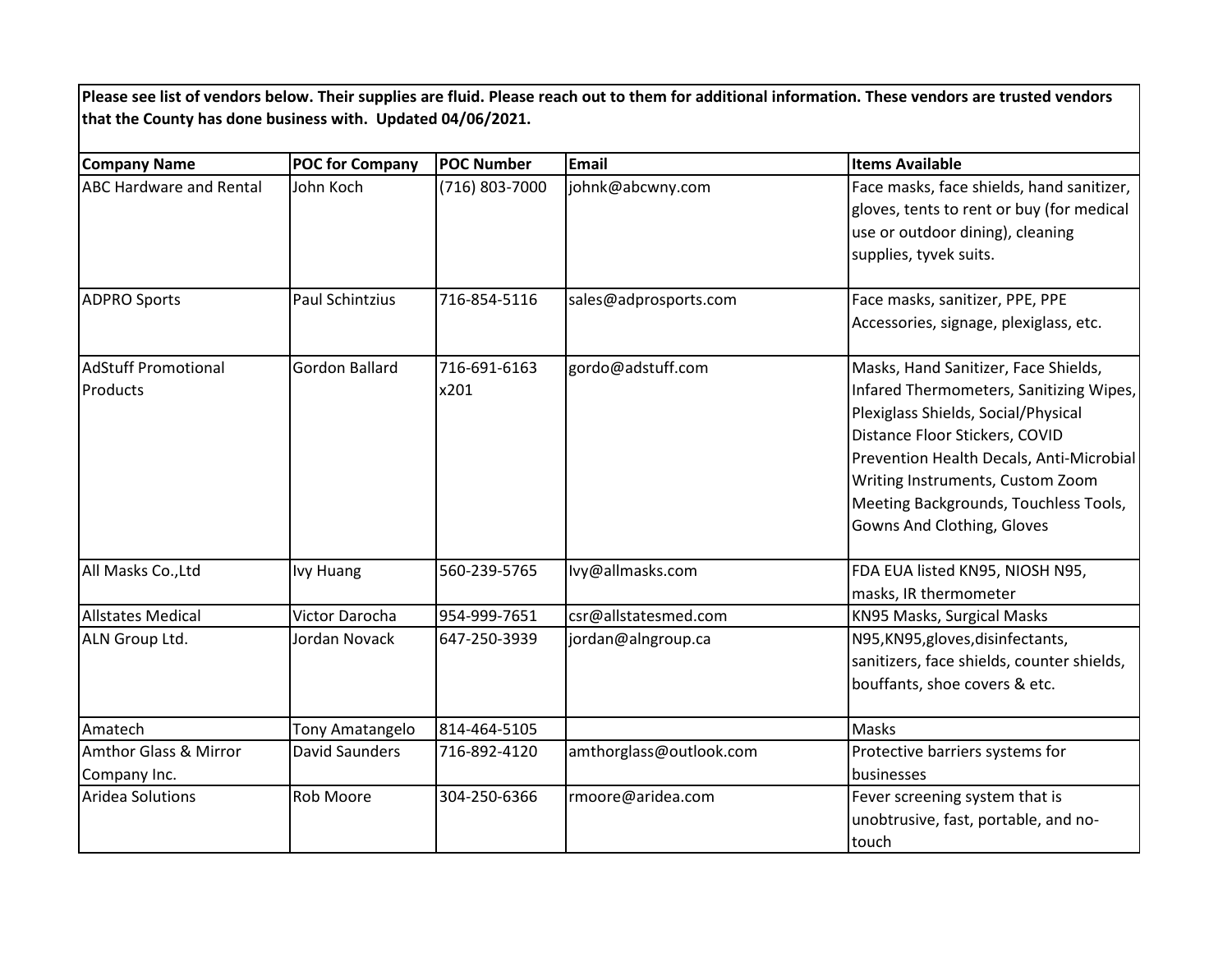**Please see list of vendors below. Their supplies are fluid. Please reach out to them for additional information. These vendors are trusted vendors that the County has done business with. Updated 04/06/2021.**

| Company Name | POC for Company | POC Number | Email | Items Available |
|---|---|---|---|---|
| ABC Hardware and Rental | John Koch | (716) 803-7000 | johnk@abcwny.com | Face masks, face shields, hand sanitizer, gloves, tents to rent or buy (for medical use or outdoor dining), cleaning supplies, tyvek suits. |
| ADPRO Sports | Paul Schintzius | 716-854-5116 | sales@adprosports.com | Face masks, sanitizer, PPE, PPE Accessories, signage, plexiglass, etc. |
| AdStuff Promotional Products | Gordon Ballard | 716-691-6163 x201 | gordo@adstuff.com | Masks, Hand Sanitizer, Face Shields, Infared Thermometers, Sanitizing Wipes, Plexiglass Shields, Social/Physical Distance Floor Stickers, COVID Prevention Health Decals, Anti-Microbial Writing Instruments, Custom Zoom Meeting Backgrounds, Touchless Tools, Gowns And Clothing, Gloves |
| All Masks Co.,Ltd | Ivy Huang | 560-239-5765 | Ivy@allmasks.com | FDA EUA listed KN95, NIOSH N95, masks, IR thermometer |
| Allstates Medical | Victor Darocha | 954-999-7651 | csr@allstatesmed.com | KN95 Masks, Surgical Masks |
| ALN Group Ltd. | Jordan Novack | 647-250-3939 | jordan@alngroup.ca | N95,KN95,gloves,disinfectants, sanitizers, face shields, counter shields, bouffants, shoe covers & etc. |
| Amatech | Tony Amatangelo | 814-464-5105 | | Masks |
| Amthor Glass & Mirror Company Inc. | David Saunders | 716-892-4120 | amthorglass@outlook.com | Protective barriers systems for businesses |
| Aridea Solutions | Rob Moore | 304-250-6366 | rmoore@aridea.com | Fever screening system that is unobtrusive, fast, portable, and no-touch |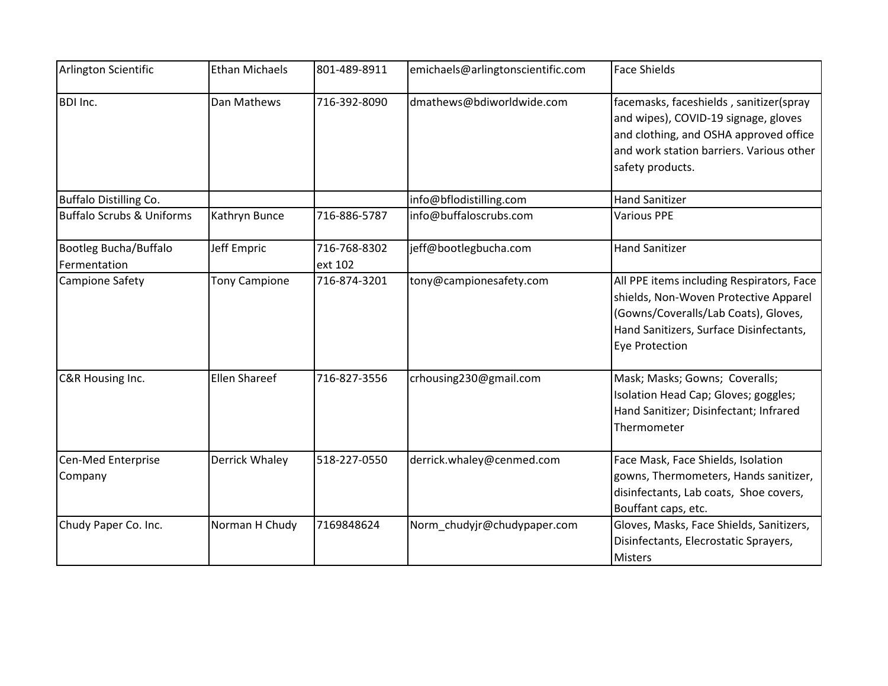| | | | | |
|---|---|---|---|---|
| Arlington Scientific | Ethan Michaels | 801-489-8911 | emichaels@arlingtonscientific.com | Face Shields |
| BDI Inc. | Dan Mathews | 716-392-8090 | dmathews@bdiworldwide.com | facemasks, faceshields , sanitizer(spray and wipes), COVID-19 signage, gloves and clothing, and OSHA approved office and work station barriers. Various other safety products. |
| Buffalo Distilling Co. | | | info@bflodistilling.com | Hand Sanitizer |
| Buffalo Scrubs & Uniforms | Kathryn Bunce | 716-886-5787 | info@buffaloscrubs.com | Various PPE |
| Bootleg Bucha/Buffalo Fermentation | Jeff Empric | 716-768-8302 ext 102 | jeff@bootlegbucha.com | Hand Sanitizer |
| Campione Safety | Tony Campione | 716-874-3201 | tony@campionesafety.com | All PPE items including Respirators, Face shields, Non-Woven Protective Apparel (Gowns/Coveralls/Lab Coats), Gloves, Hand Sanitizers, Surface Disinfectants, Eye Protection |
| C&R Housing Inc. | Ellen Shareef | 716-827-3556 | crhousing230@gmail.com | Mask; Masks; Gowns; Coveralls; Isolation Head Cap; Gloves; goggles; Hand Sanitizer; Disinfectant; Infrared Thermometer |
| Cen-Med Enterprise Company | Derrick Whaley | 518-227-0550 | derrick.whaley@cenmed.com | Face Mask, Face Shields, Isolation gowns, Thermometers, Hands sanitizer, disinfectants, Lab coats, Shoe covers, Bouffant caps, etc. |
| Chudy Paper Co. Inc. | Norman H Chudy | 7169848624 | Norm_chudyjr@chudypaper.com | Gloves, Masks, Face Shields, Sanitizers, Disinfectants, Elecrostatic Sprayers, Misters |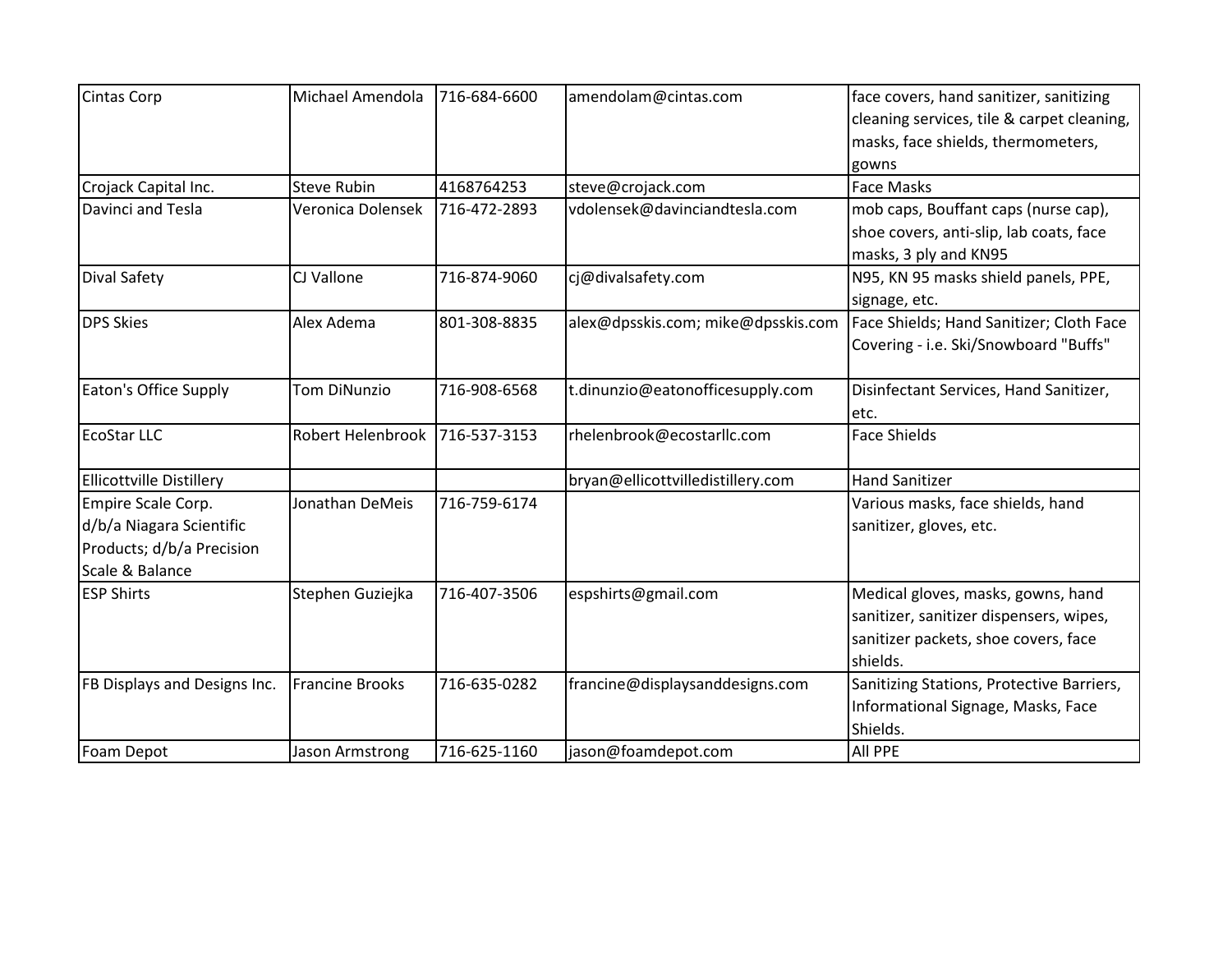| | | | | |
|---|---|---|---|---|
| Cintas Corp | Michael Amendola | 716-684-6600 | amendolam@cintas.com | face covers, hand sanitizer, sanitizing cleaning services, tile & carpet cleaning, masks, face shields, thermometers, gowns |
| Crojack Capital Inc. | Steve Rubin | 4168764253 | steve@crojack.com | Face Masks |
| Davinci and Tesla | Veronica Dolensek | 716-472-2893 | vdolensek@davinciandtesla.com | mob caps, Bouffant caps (nurse cap), shoe covers, anti-slip, lab coats, face masks, 3 ply and KN95 |
| Dival Safety | CJ Vallone | 716-874-9060 | cj@divalsafety.com | N95, KN 95 masks shield panels, PPE, signage, etc. |
| DPS Skies | Alex Adema | 801-308-8835 | alex@dpsskis.com; mike@dpsskis.com | Face Shields; Hand Sanitizer; Cloth Face Covering - i.e. Ski/Snowboard "Buffs" |
| Eaton's Office Supply | Tom DiNunzio | 716-908-6568 | t.dinunzio@eatonofficesupply.com | Disinfectant Services, Hand Sanitizer, etc. |
| EcoStar LLC | Robert Helenbrook | 716-537-3153 | rhelenbrook@ecostarllc.com | Face Shields |
| Ellicottville Distillery | | | bryan@ellicottvilledistillery.com | Hand Sanitizer |
| Empire Scale Corp. d/b/a Niagara Scientific Products; d/b/a Precision Scale & Balance | Jonathan DeMeis | 716-759-6174 | | Various masks, face shields, hand sanitizer, gloves, etc. |
| ESP Shirts | Stephen Guziejka | 716-407-3506 | espshirts@gmail.com | Medical gloves, masks, gowns, hand sanitizer, sanitizer dispensers, wipes, sanitizer packets, shoe covers, face shields. |
| FB Displays and Designs Inc. | Francine Brooks | 716-635-0282 | francine@displaysanddesigns.com | Sanitizing Stations, Protective Barriers, Informational Signage, Masks, Face Shields. |
| Foam Depot | Jason Armstrong | 716-625-1160 | jason@foamdepot.com | All PPE |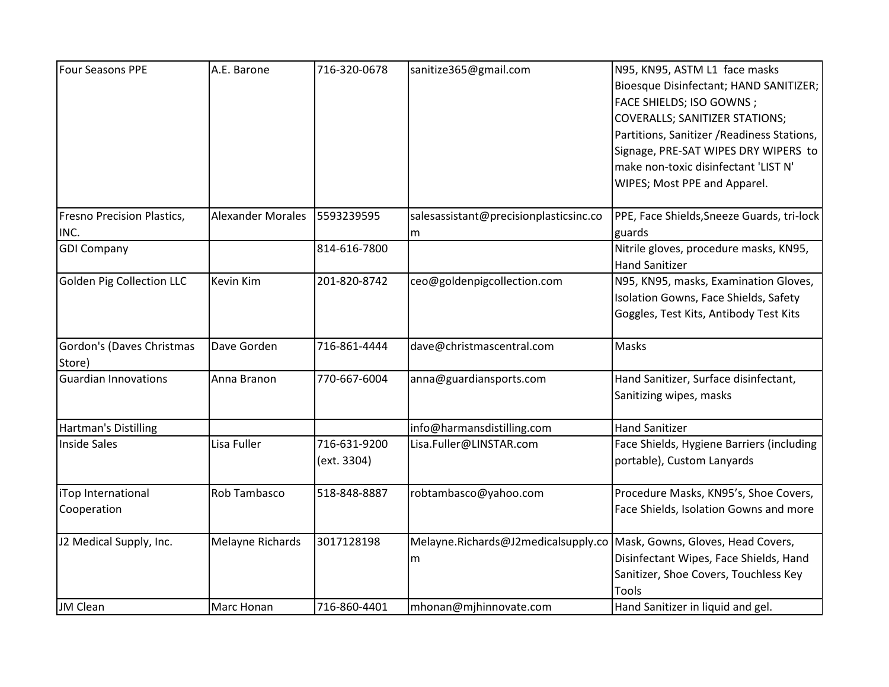| | | | | |
|---|---|---|---|---|
| Four Seasons PPE | A.E. Barone | 716-320-0678 | sanitize365@gmail.com | N95, KN95, ASTM L1 face masks Bioesque Disinfectant; HAND SANITIZER; FACE SHIELDS; ISO GOWNS ; COVERALLS; SANITIZER STATIONS; Partitions, Sanitizer /Readiness Stations, Signage, PRE-SAT WIPES DRY WIPERS to make non-toxic disinfectant 'LIST N' WIPES; Most PPE and Apparel. |
| Fresno Precision Plastics, INC. | Alexander Morales | 5593239595 | salesassistant@precisionplasticsinc.com | PPE, Face Shields,Sneeze Guards, tri-lock guards |
| GDI Company | | 814-616-7800 | | Nitrile gloves, procedure masks, KN95, Hand Sanitizer |
| Golden Pig Collection LLC | Kevin Kim | 201-820-8742 | ceo@goldenpigcollection.com | N95, KN95, masks, Examination Gloves, Isolation Gowns, Face Shields, Safety Goggles, Test Kits, Antibody Test Kits |
| Gordon's (Daves Christmas Store) | Dave Gorden | 716-861-4444 | dave@christmascentral.com | Masks |
| Guardian Innovations | Anna Branon | 770-667-6004 | anna@guardiansports.com | Hand Sanitizer, Surface disinfectant, Sanitizing wipes, masks |
| Hartman's Distilling | | | info@harmansdistilling.com | Hand Sanitizer |
| Inside Sales | Lisa Fuller | 716-631-9200 (ext. 3304) | Lisa.Fuller@LINSTAR.com | Face Shields, Hygiene Barriers (including portable), Custom Lanyards |
| iTop International Cooperation | Rob Tambasco | 518-848-8887 | robtambasco@yahoo.com | Procedure Masks, KN95's, Shoe Covers, Face Shields, Isolation Gowns and more |
| J2 Medical Supply, Inc. | Melayne Richards | 3017128198 | Melayne.Richards@J2medicalsupply.com | Mask, Gowns, Gloves, Head Covers, Disinfectant Wipes, Face Shields, Hand Sanitizer, Shoe Covers, Touchless Key Tools |
| JM Clean | Marc Honan | 716-860-4401 | mhonan@mjhinnovate.com | Hand Sanitizer in liquid and gel. |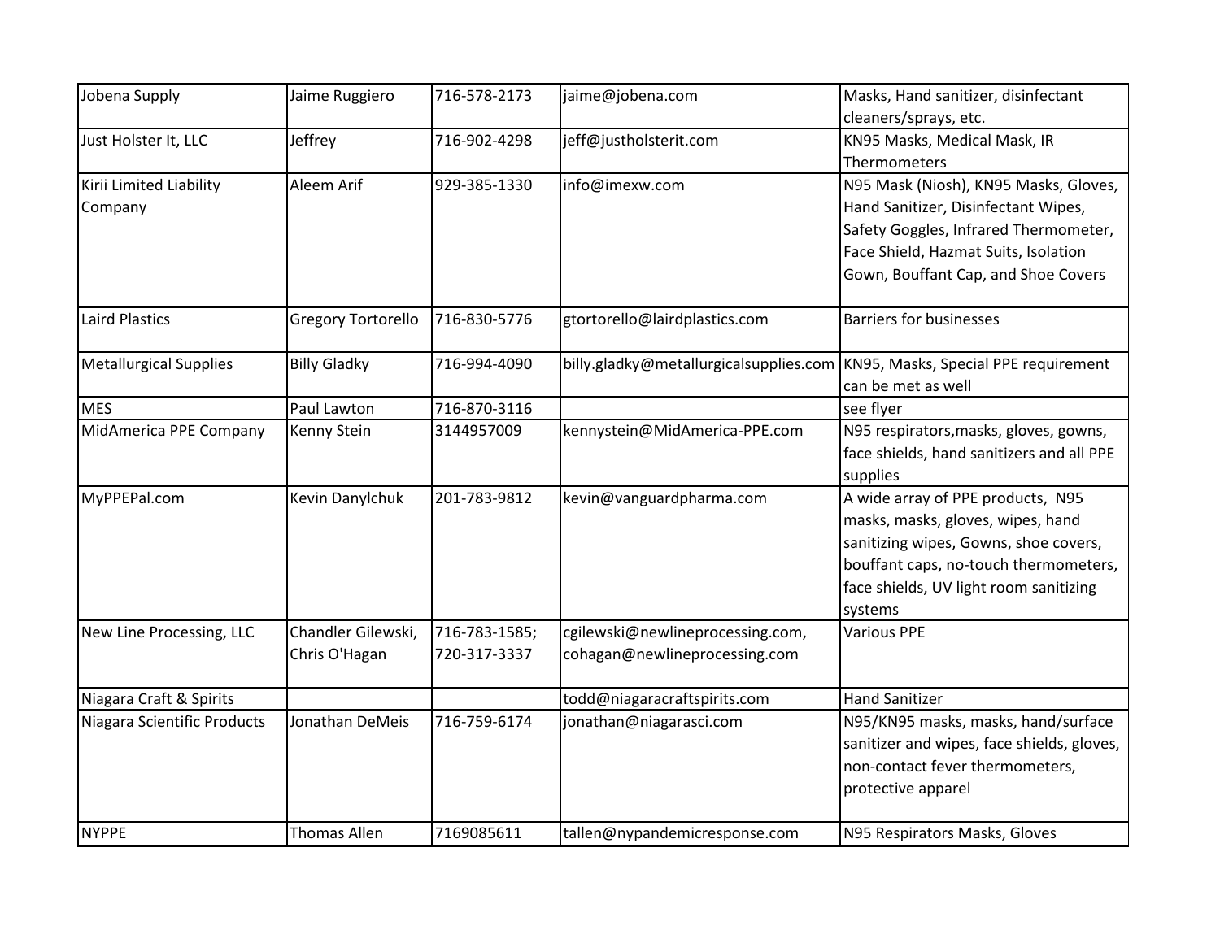| Jobena Supply | Jaime Ruggiero | 716-578-2173 | jaime@jobena.com | Masks, Hand sanitizer, disinfectant cleaners/sprays, etc. |
|---|---|---|---|---|
| Just Holster It, LLC | Jeffrey | 716-902-4298 | jeff@justholsterit.com | KN95 Masks, Medical Mask, IR Thermometers |
| Kirii Limited Liability Company | Aleem Arif | 929-385-1330 | info@imexw.com | N95 Mask (Niosh), KN95 Masks, Gloves, Hand Sanitizer, Disinfectant Wipes, Safety Goggles, Infrared Thermometer, Face Shield, Hazmat Suits, Isolation Gown, Bouffant Cap, and Shoe Covers |
| Laird Plastics | Gregory Tortorello | 716-830-5776 | gtortorello@lairdplastics.com | Barriers for businesses |
| Metallurgical Supplies | Billy Gladky | 716-994-4090 | billy.gladky@metallurgicalsupplies.com | KN95, Masks, Special PPE requirement can be met as well |
| MES | Paul Lawton | 716-870-3116 | | see flyer |
| MidAmerica PPE Company | Kenny Stein | 3144957009 | kennystein@MidAmerica-PPE.com | N95 respirators,masks, gloves, gowns, face shields, hand sanitizers and all PPE supplies |
| MyPPEPal.com | Kevin Danylchuk | 201-783-9812 | kevin@vanguardpharma.com | A wide array of PPE products, N95 masks, masks, gloves, wipes, hand sanitizing wipes, Gowns, shoe covers, bouffant caps, no-touch thermometers, face shields, UV light room sanitizing systems |
| New Line Processing, LLC | Chandler Gilewski, Chris O'Hagan | 716-783-1585; 720-317-3337 | cgilewski@newlineprocessing.com, cohagan@newlineprocessing.com | Various PPE |
| Niagara Craft & Spirits | | | todd@niagaracraftspirits.com | Hand Sanitizer |
| Niagara Scientific Products | Jonathan DeMeis | 716-759-6174 | jonathan@niagarasci.com | N95/KN95 masks, masks, hand/surface sanitizer and wipes, face shields, gloves, non-contact fever thermometers, protective apparel |
| NYPPE | Thomas Allen | 7169085611 | tallen@nypandemicresponse.com | N95 Respirators Masks, Gloves |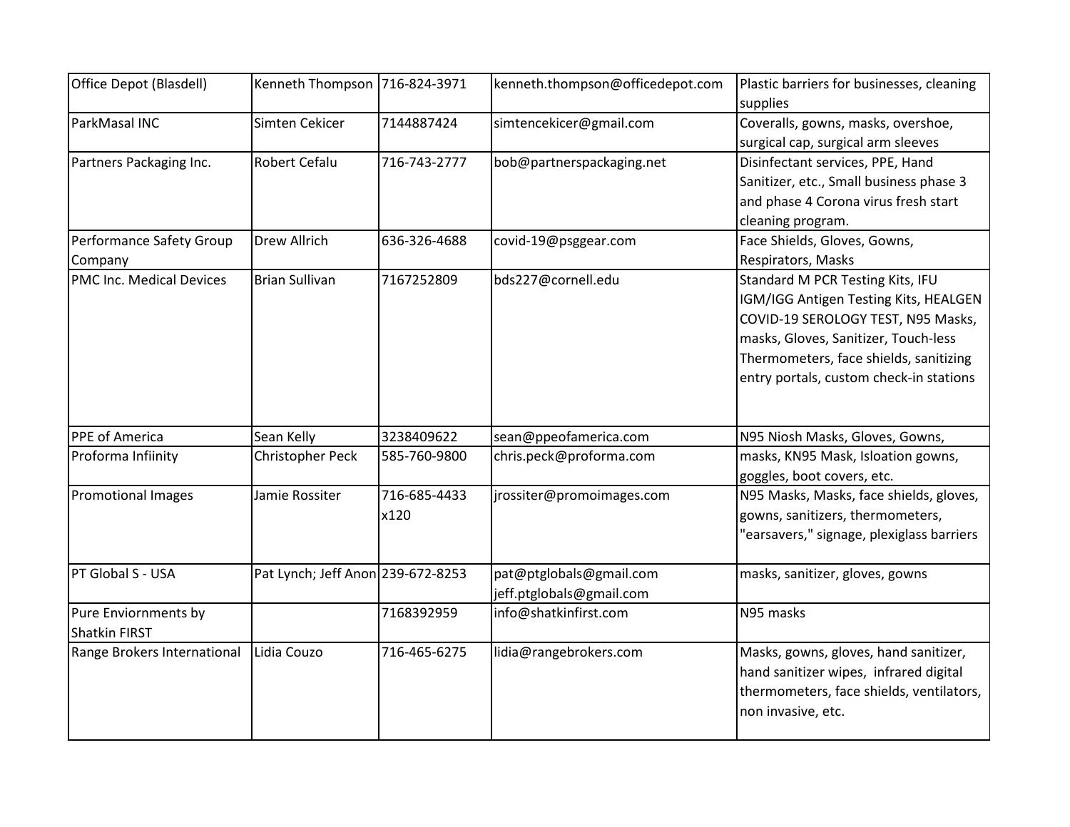| | | | | |
|---|---|---|---|---|
| Office Depot (Blasdell) | Kenneth Thompson | 716-824-3971 | kenneth.thompson@officedepot.com | Plastic barriers for businesses, cleaning supplies |
| ParkMasal INC | Simten Cekicer | 7144887424 | simtencekicer@gmail.com | Coveralls, gowns, masks, overshoe, surgical cap, surgical arm sleeves |
| Partners Packaging Inc. | Robert Cefalu | 716-743-2777 | bob@partnerspackaging.net | Disinfectant services, PPE, Hand Sanitizer, etc., Small business phase 3 and phase 4 Corona virus fresh start cleaning program. |
| Performance Safety Group Company | Drew Allrich | 636-326-4688 | covid-19@psggear.com | Face Shields, Gloves, Gowns, Respirators, Masks |
| PMC Inc. Medical Devices | Brian Sullivan | 7167252809 | bds227@cornell.edu | Standard M PCR Testing Kits, IFU IGM/IGG Antigen Testing Kits, HEALGEN COVID-19 SEROLOGY TEST, N95 Masks, masks, Gloves, Sanitizer, Touch-less Thermometers, face shields, sanitizing entry portals, custom check-in stations |
| PPE of America | Sean Kelly | 3238409622 | sean@ppeofamerica.com | N95 Niosh Masks, Gloves, Gowns, |
| Proforma Infiinity | Christopher Peck | 585-760-9800 | chris.peck@proforma.com | masks, KN95 Mask, Isloation gowns, goggles, boot covers, etc. |
| Promotional Images | Jamie Rossiter | 716-685-4433 x120 | jrossiter@promoimages.com | N95 Masks, Masks, face shields, gloves, gowns, sanitizers, thermometers, "earsavers," signage, plexiglass barriers |
| PT Global S - USA | Pat Lynch; Jeff Anon | 239-672-8253 | pat@ptglobals@gmail.com jeff.ptglobals@gmail.com | masks, sanitizer, gloves, gowns |
| Pure Enviornments by Shatkin FIRST | | 7168392959 | info@shatkinfirst.com | N95 masks |
| Range Brokers International | Lidia Couzo | 716-465-6275 | lidia@rangebrokers.com | Masks, gowns, gloves, hand sanitizer, hand sanitizer wipes, infrared digital thermometers, face shields, ventilators, non invasive, etc. |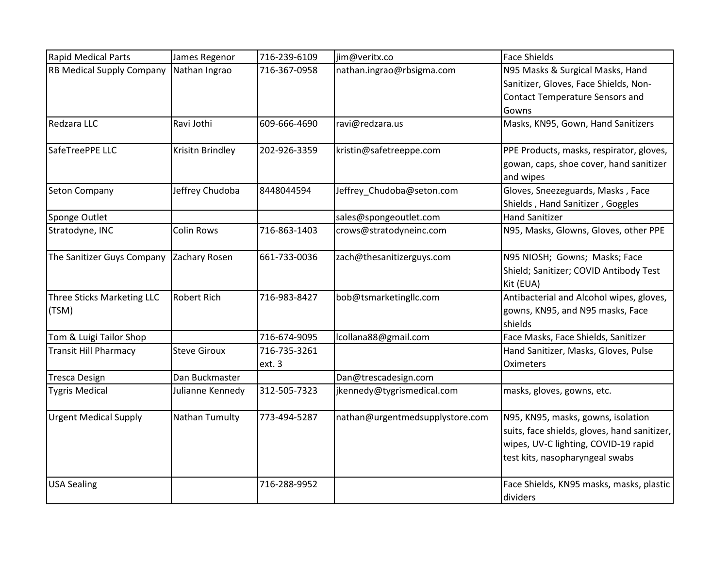| | | | | |
|---|---|---|---|---|
| Rapid Medical Parts | James Regenor | 716-239-6109 | jim@veritx.co | Face Shields |
| RB Medical Supply Company | Nathan Ingrao | 716-367-0958 | nathan.ingrao@rbsigma.com | N95 Masks & Surgical Masks, Hand Sanitizer, Gloves, Face Shields, Non-Contact Temperature Sensors and Gowns |
| Redzara LLC | Ravi Jothi | 609-666-4690 | ravi@redzara.us | Masks, KN95, Gown, Hand Sanitizers |
| SafeTreePPE LLC | Krisitn Brindley | 202-926-3359 | kristin@safetreeppe.com | PPE Products, masks, respirator, gloves, gowan, caps, shoe cover, hand sanitizer and wipes |
| Seton Company | Jeffrey Chudoba | 8448044594 | Jeffrey_Chudoba@seton.com | Gloves, Sneezeguards, Masks , Face Shields , Hand Sanitizer , Goggles |
| Sponge Outlet | | | sales@spongeoutlet.com | Hand Sanitizer |
| Stratodyne, INC | Colin Rows | 716-863-1403 | crows@stratodyneinc.com | N95, Masks, Glowns, Gloves, other PPE |
| The Sanitizer Guys Company | Zachary Rosen | 661-733-0036 | zach@thesanitizerguys.com | N95 NIOSH; Gowns; Masks; Face Shield; Sanitizer; COVID Antibody Test Kit (EUA) |
| Three Sticks Marketing LLC (TSM) | Robert Rich | 716-983-8427 | bob@tsmarketingllc.com | Antibacterial and Alcohol wipes, gloves, gowns, KN95, and N95 masks, Face shields |
| Tom & Luigi Tailor Shop | | 716-674-9095 | lcollana88@gmail.com | Face Masks, Face Shields, Sanitizer |
| Transit Hill Pharmacy | Steve Giroux | 716-735-3261 ext. 3 | | Hand Sanitizer, Masks, Gloves, Pulse Oximeters |
| Tresca Design | Dan Buckmaster | | Dan@trescadesign.com | |
| Tygris Medical | Julianne Kennedy | 312-505-7323 | jkennedy@tygrismedical.com | masks, gloves, gowns, etc. |
| Urgent Medical Supply | Nathan Tumulty | 773-494-5287 | nathan@urgentmedsupplystore.com | N95, KN95, masks, gowns, isolation suits, face shields, gloves, hand sanitizer, wipes, UV-C lighting, COVID-19 rapid test kits, nasopharyngeal swabs |
| USA Sealing | | 716-288-9952 | | Face Shields, KN95 masks, masks, plastic dividers |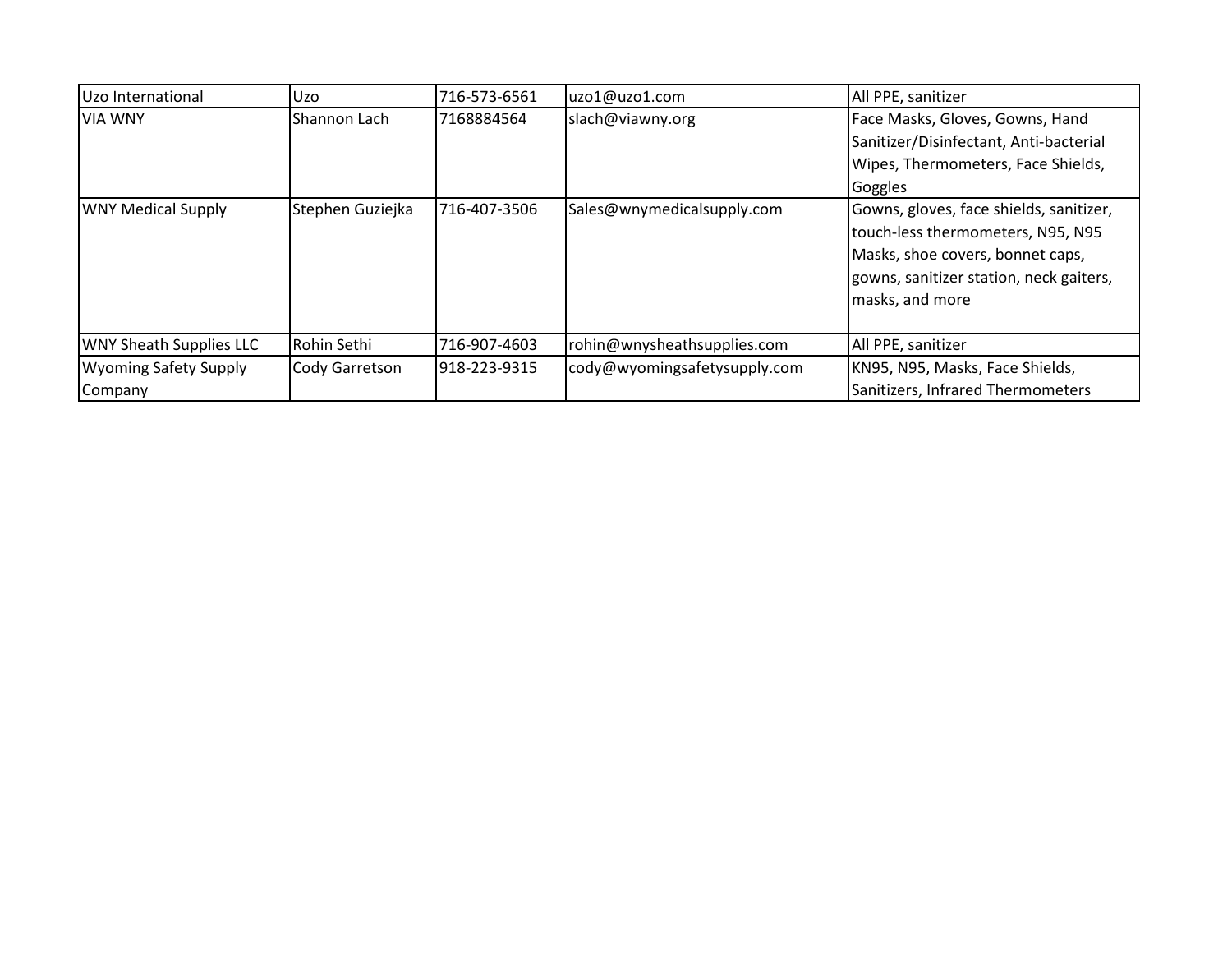| | | | | |
|---|---|---|---|---|
| Uzo International | Uzo | 716-573-6561 | uzo1@uzo1.com | All PPE, sanitizer |
| VIA WNY | Shannon Lach | 7168884564 | slach@viawny.org | Face Masks, Gloves, Gowns, Hand Sanitizer/Disinfectant, Anti-bacterial Wipes, Thermometers, Face Shields, Goggles |
| WNY Medical Supply | Stephen Guziejka | 716-407-3506 | Sales@wnymedicalsupply.com | Gowns, gloves, face shields, sanitizer, touch-less thermometers, N95, N95 Masks, shoe covers, bonnet caps, gowns, sanitizer station, neck gaiters, masks, and more |
| WNY Sheath Supplies LLC | Rohin Sethi | 716-907-4603 | rohin@wnysheathsupplies.com | All PPE, sanitizer |
| Wyoming Safety Supply Company | Cody Garretson | 918-223-9315 | cody@wyomingsafetysupply.com | KN95, N95, Masks, Face Shields, Sanitizers, Infrared Thermometers |